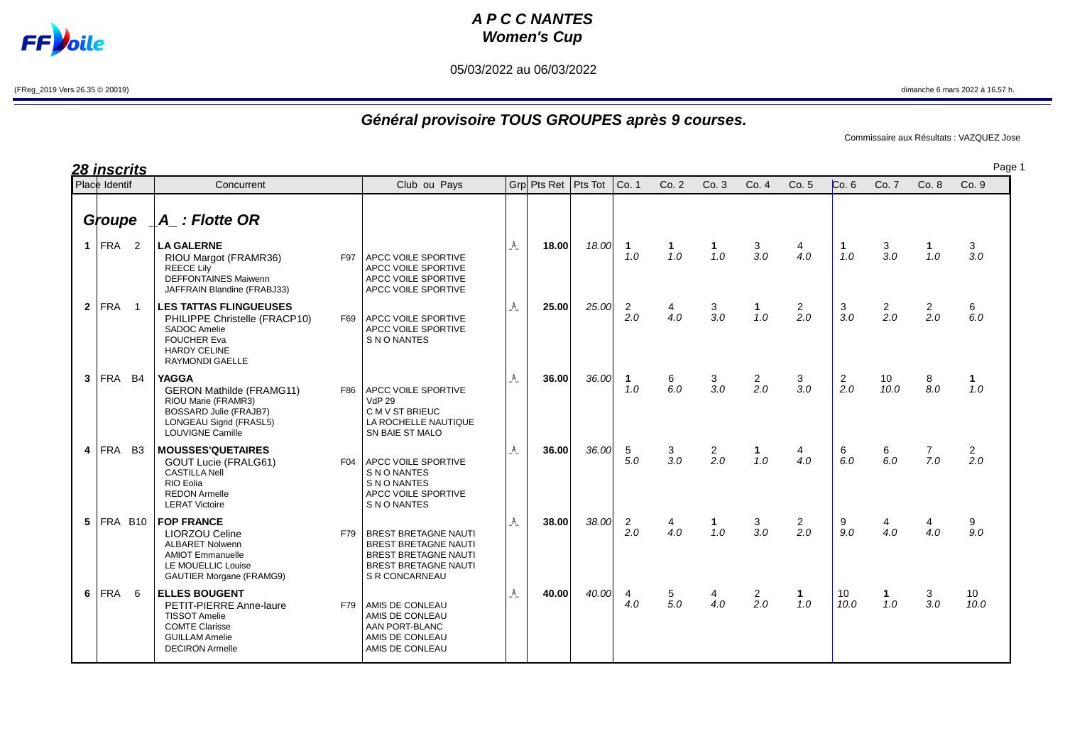# A P C C NANTES
## Women's Cup

05/03/2022 au 06/03/2022

(FReg_2019 Vers.26.35 © 20019) dimanche 6 mars 2022 à 16.57 h.

## Général provisoire TOUS GROUPES après 9 courses.

Commissaire aux Résultats : VAZQUEZ Jose

**28 inscrits**

| Place | Identif | Concurrent | | Club ou Pays | Grp | Pts Ret | Pts Tot | Co. 1 | Co. 2 | Co. 3 | Co. 4 | Co. 5 | Co. 6 | Co. 7 | Co. 8 | Co. 9 |
|---|---|---|---|---|---|---|---|---|---|---|---|---|---|---|---|---|
| **Groupe** | | **_A_ : Flotte OR** | | | | | | | | | | | | | | |
| 1 | FRA 2 | **LA GALERNE**<br>RIOU Margot (FRAMR36)<br>REECE Lily<br>DEFFONTAINES Maiwenn<br>JAFFRAIN Blandine (FRABJ33) | F97 | APCC VOILE SPORTIVE<br>APCC VOILE SPORTIVE<br>APCC VOILE SPORTIVE<br>APCC VOILE SPORTIVE | _A_ | **18.00** | *18.00* | **1** *1.0* | **1** *1.0* | **1** *1.0* | 3 *3.0* | 4 *4.0* | **1** *1.0* | 3 *3.0* | **1** *1.0* | 3 *3.0* |
| 2 | FRA 1 | **LES TATTAS FLINGUEUSES**<br>PHILIPPE Christelle (FRACP10)<br>SADOC Amelie<br>FOUCHER Eva<br>HARDY CELINE<br>RAYMONDI GAELLE | F69 | APCC VOILE SPORTIVE<br>APCC VOILE SPORTIVE<br>S N O NANTES | _A_ | **25.00** | *25.00* | 2 *2.0* | 4 *4.0* | 3 *3.0* | **1** *1.0* | 2 *2.0* | 3 *3.0* | 2 *2.0* | 2 *2.0* | 6 *6.0* |
| 3 | FRA B4 | **YAGGA**<br>GERON Mathilde (FRAMG11)<br>RIOU Marie (FRAMR3)<br>BOSSARD Julie (FRAJB7)<br>LONGEAU Sigrid (FRASL5)<br>LOUVIGNE Camille | F86 | APCC VOILE SPORTIVE<br>VdP 29<br>C M V ST BRIEUC<br>LA ROCHELLE NAUTIQUE<br>SN BAIE ST MALO | _A_ | **36.00** | *36.00* | **1** *1.0* | 6 *6.0* | 3 *3.0* | 2 *2.0* | 3 *3.0* | 2 *2.0* | 10 *10.0* | 8 *8.0* | **1** *1.0* |
| 4 | FRA B3 | **MOUSSES'QUETAIRES**<br>GOUT Lucie (FRALG61)<br>CASTILLA Nell<br>RIO Eolia<br>REDON Armelle<br>LERAT Victoire | F04 | APCC VOILE SPORTIVE<br>S N O NANTES<br>S N O NANTES<br>APCC VOILE SPORTIVE<br>S N O NANTES | _A_ | **36.00** | *36.00* | 5 *5.0* | 3 *3.0* | 2 *2.0* | **1** *1.0* | 4 *4.0* | 6 *6.0* | 6 *6.0* | 7 *7.0* | 2 *2.0* |
| 5 | FRA B10 | **FOP FRANCE**<br>LIORZOU Celine<br>ALBARET Nolwenn<br>AMIOT Emmanuelle<br>LE MOUELLIC Louise<br>GAUTIER Morgane (FRAMG9) | F79 | BREST BRETAGNE NAUTI<br>BREST BRETAGNE NAUTI<br>BREST BRETAGNE NAUTI<br>BREST BRETAGNE NAUTI<br>S R CONCARNEAU | _A_ | **38.00** | *38.00* | 2 *2.0* | 4 *4.0* | **1** *1.0* | 3 *3.0* | 2 *2.0* | 9 *9.0* | 4 *4.0* | 4 *4.0* | 9 *9.0* |
| 6 | FRA 6 | **ELLES BOUGENT**<br>PETIT-PIERRE Anne-laure<br>TISSOT Amelie<br>COMTE Clarisse<br>GUILLAM Amelie<br>DECIRON Armelle | F79 | AMIS DE CONLEAU<br>AMIS DE CONLEAU<br>AAN PORT-BLANC<br>AMIS DE CONLEAU<br>AMIS DE CONLEAU | _A_ | **40.00** | *40.00* | 4 *4.0* | 5 *5.0* | 4 *4.0* | 2 *2.0* | **1** *1.0* | 10 *10.0* | **1** *1.0* | 3 *3.0* | 10 *10.0* |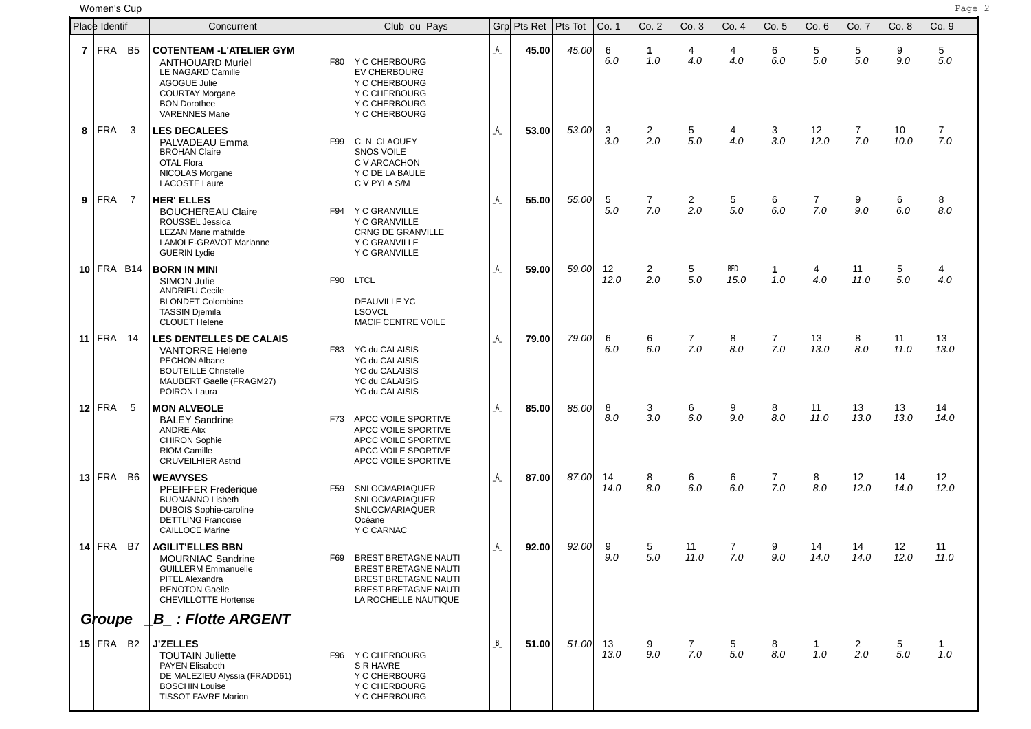Women's Cup

| Place | Identif | Concurrent | | Club ou Pays | Grp | Pts Ret | Pts Tot | Co. 1 | Co. 2 | Co. 3 | Co. 4 | Co. 5 | Co. 6 | Co. 7 | Co. 8 | Co. 9 |
|---|---|---|---|---|---|---|---|---|---|---|---|---|---|---|---|---|
| 7 | FRA B5 | **COTENTEAM -L'ATELIER GYM** | | | _A_ | **45.00** | *45.00* | 6 *6.0* | **1** *1.0* | 4 *4.0* | 4 *4.0* | 6 *6.0* | 5 *5.0* | 5 *5.0* | 9 *9.0* | 5 *5.0* |
| | | ANTHOUARD Muriel | F80 | Y C CHERBOURG | | | | | | | | | | | | |
| | | LE NAGARD Camille | | EV CHERBOURG | | | | | | | | | | | | |
| | | AGOGUE Julie | | Y C CHERBOURG | | | | | | | | | | | | |
| | | COURTAY Morgane | | Y C CHERBOURG | | | | | | | | | | | | |
| | | BON Dorothee | | Y C CHERBOURG | | | | | | | | | | | | |
| | | VARENNES Marie | | Y C CHERBOURG | | | | | | | | | | | | |
| 8 | FRA 3 | **LES DECALEES** | | | _A_ | **53.00** | *53.00* | 3 *3.0* | 2 *2.0* | 5 *5.0* | 4 *4.0* | 3 *3.0* | 12 *12.0* | 7 *7.0* | 10 *10.0* | 7 *7.0* |
| | | PALVADEAU Emma | F99 | C. N. CLAOUEY | | | | | | | | | | | | |
| | | BROHAN Claire | | SNOS VOILE | | | | | | | | | | | | |
| | | OTAL Flora | | C V ARCACHON | | | | | | | | | | | | |
| | | NICOLAS Morgane | | Y C DE LA BAULE | | | | | | | | | | | | |
| | | LACOSTE Laure | | C V PYLA S/M | | | | | | | | | | | | |
| 9 | FRA 7 | **HER' ELLES** | | | _A_ | **55.00** | *55.00* | 5 *5.0* | 7 *7.0* | 2 *2.0* | 5 *5.0* | 6 *6.0* | 7 *7.0* | 9 *9.0* | 6 *6.0* | 8 *8.0* |
| | | BOUCHEREAU Claire | F94 | Y C GRANVILLE | | | | | | | | | | | | |
| | | ROUSSEL Jessica | | Y C GRANVILLE | | | | | | | | | | | | |
| | | LEZAN Marie mathilde | | CRNG DE GRANVILLE | | | | | | | | | | | | |
| | | LAMOLE-GRAVOT Marianne | | Y C GRANVILLE | | | | | | | | | | | | |
| | | GUERIN Lydie | | Y C GRANVILLE | | | | | | | | | | | | |
| 10 | FRA B14 | **BORN IN MINI** | | | _A_ | **59.00** | *59.00* | 12 *12.0* | 2 *2.0* | 5 *5.0* | BFD *15.0* | **1** *1.0* | 4 *4.0* | 11 *11.0* | 5 *5.0* | 4 *4.0* |
| | | SIMON Julie | F90 | LTCL | | | | | | | | | | | | |
| | | ANDRIEU Cecile | | | | | | | | | | | | | | |
| | | BLONDET Colombine | | DEAUVILLE YC | | | | | | | | | | | | |
| | | TASSIN Djemila | | LSOVCL | | | | | | | | | | | | |
| | | CLOUET Helene | | MACIF CENTRE VOILE | | | | | | | | | | | | |
| 11 | FRA 14 | **LES DENTELLES DE CALAIS** | | | _A_ | **79.00** | *79.00* | 6 *6.0* | 6 *6.0* | 7 *7.0* | 8 *8.0* | 7 *7.0* | 13 *13.0* | 8 *8.0* | 11 *11.0* | 13 *13.0* |
| | | VANTORRE Helene | F83 | YC du CALAISIS | | | | | | | | | | | | |
| | | PECHON Albane | | YC du CALAISIS | | | | | | | | | | | | |
| | | BOUTEILLE Christelle | | YC du CALAISIS | | | | | | | | | | | | |
| | | MAUBERT Gaelle (FRAGM27) | | YC du CALAISIS | | | | | | | | | | | | |
| | | POIRON Laura | | YC du CALAISIS | | | | | | | | | | | | |
| 12 | FRA 5 | **MON ALVEOLE** | | | _A_ | **85.00** | *85.00* | 8 *8.0* | 3 *3.0* | 6 *6.0* | 9 *9.0* | 8 *8.0* | 11 *11.0* | 13 *13.0* | 13 *13.0* | 14 *14.0* |
| | | BALEY Sandrine | F73 | APCC VOILE SPORTIVE | | | | | | | | | | | | |
| | | ANDRE Alix | | APCC VOILE SPORTIVE | | | | | | | | | | | | |
| | | CHIRON Sophie | | APCC VOILE SPORTIVE | | | | | | | | | | | | |
| | | RIOM Camille | | APCC VOILE SPORTIVE | | | | | | | | | | | | |
| | | CRUVEILHIER Astrid | | APCC VOILE SPORTIVE | | | | | | | | | | | | |
| 13 | FRA B6 | **WEAVYSES** | | | _A_ | **87.00** | *87.00* | 14 *14.0* | 8 *8.0* | 6 *6.0* | 6 *6.0* | 7 *7.0* | 8 *8.0* | 12 *12.0* | 14 *14.0* | 12 *12.0* |
| | | PFEIFFER Frederique | F59 | SNLOCMARIAQUER | | | | | | | | | | | | |
| | | BUONANNO Lisbeth | | SNLOCMARIAQUER | | | | | | | | | | | | |
| | | DUBOIS Sophie-caroline | | SNLOCMARIAQUER | | | | | | | | | | | | |
| | | DETTLING Francoise | | Océane | | | | | | | | | | | | |
| | | CAILLOCE Marine | | Y C CARNAC | | | | | | | | | | | | |
| 14 | FRA B7 | **AGILIT'ELLES BBN** | | | _A_ | **92.00** | *92.00* | 9 *9.0* | 5 *5.0* | 11 *11.0* | 7 *7.0* | 9 *9.0* | 14 *14.0* | 14 *14.0* | 12 *12.0* | 11 *11.0* |
| | | MOURNIAC Sandrine | F69 | BREST BRETAGNE NAUTI | | | | | | | | | | | | |
| | | GUILLERM Emmanuelle | | BREST BRETAGNE NAUTI | | | | | | | | | | | | |
| | | PITEL Alexandra | | BREST BRETAGNE NAUTI | | | | | | | | | | | | |
| | | RENOTON Gaelle | | BREST BRETAGNE NAUTI | | | | | | | | | | | | |
| | | CHEVILLOTTE Hortense | | LA ROCHELLE NAUTIQUE | | | | | | | | | | | | |
| ***Groupe*** | | ***_B_ : Flotte ARGENT*** | | | | | | | | | | | | | | |
| 15 | FRA B2 | **J'ZELLES** | | | _B_ | **51.00** | *51.00* | 13 *13.0* | 9 *9.0* | 7 *7.0* | 5 *5.0* | 8 *8.0* | **1** *1.0* | 2 *2.0* | 5 *5.0* | **1** *1.0* |
| | | TOUTAIN Juliette | F96 | Y C CHERBOURG | | | | | | | | | | | | |
| | | PAYEN Elisabeth | | S R HAVRE | | | | | | | | | | | | |
| | | DE MALEZIEU Alyssia (FRADD61) | | Y C CHERBOURG | | | | | | | | | | | | |
| | | BOSCHIN Louise | | Y C CHERBOURG | | | | | | | | | | | | |
| | | TISSOT FAVRE Marion | | Y C CHERBOURG | | | | | | | | | | | | |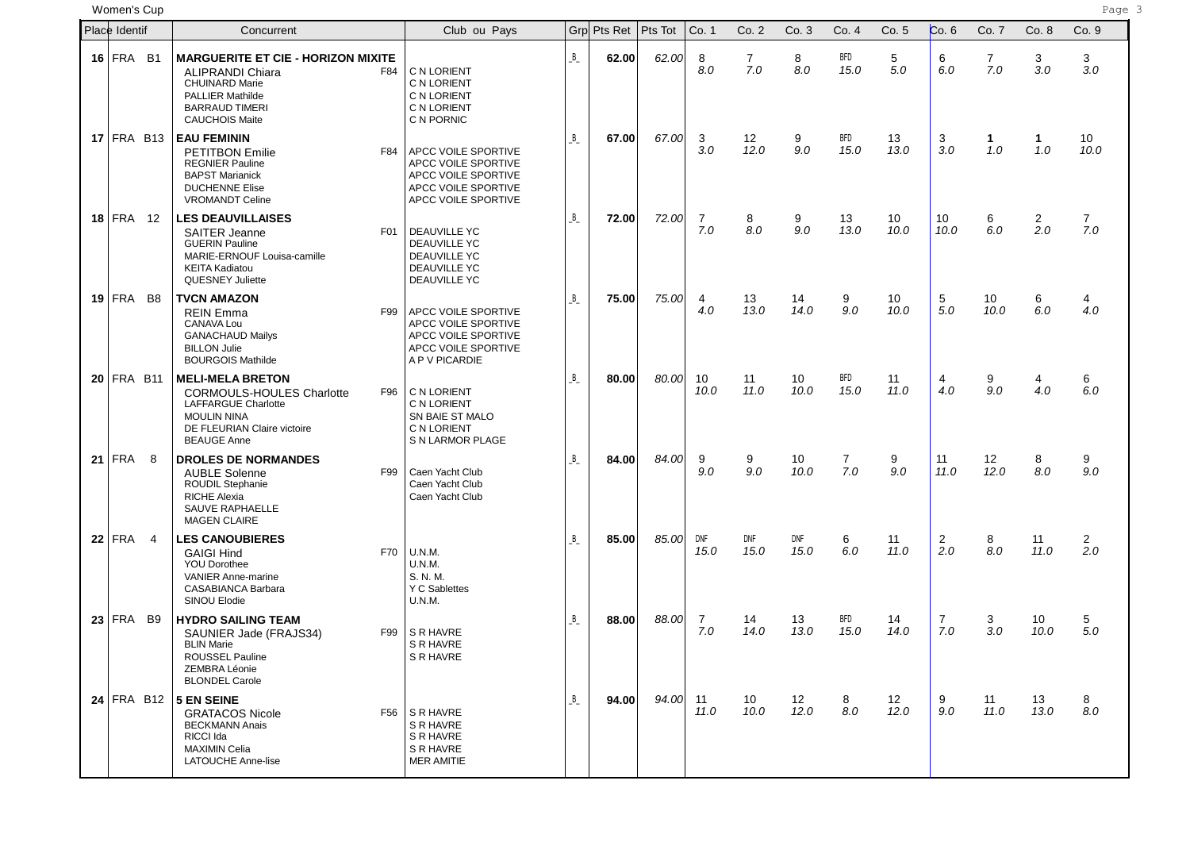Women's Cup

| Place | Identif | Concurrent | | Club ou Pays | Grp | Pts Ret | Pts Tot | Co. 1 | Co. 2 | Co. 3 | Co. 4 | Co. 5 | Co. 6 | Co. 7 | Co. 8 | Co. 9 |
|---|---|---|---|---|---|---|---|---|---|---|---|---|---|---|---|---|
| **16** | FRA B1 | **MARGUERITE ET CIE - HORIZON MIXITE**<br>ALIPRANDI Chiara<br>CHUINARD Marie<br>PALLIER Mathilde<br>BARRAUD TIMERI<br>CAUCHOIS Maite | F84 | <br>C N LORIENT<br>C N LORIENT<br>C N LORIENT<br>C N LORIENT<br>C N PORNIC | _B_ | **62.00** | *62.00* | 8<br>*8.0* | 7<br>*7.0* | 8<br>*8.0* | BFD<br>*15.0* | 5<br>*5.0* | 6<br>*6.0* | 7<br>*7.0* | 3<br>*3.0* | 3<br>*3.0* |
| **17** | FRA B13 | **EAU FEMININ**<br>PETITBON Emilie<br>REGNIER Pauline<br>BAPST Marianick<br>DUCHENNE Elise<br>VROMANDT Celine | F84 | <br>APCC VOILE SPORTIVE<br>APCC VOILE SPORTIVE<br>APCC VOILE SPORTIVE<br>APCC VOILE SPORTIVE<br>APCC VOILE SPORTIVE | _B_ | **67.00** | *67.00* | 3<br>*3.0* | 12<br>*12.0* | 9<br>*9.0* | BFD<br>*15.0* | 13<br>*13.0* | 3<br>*3.0* | **1**<br>*1.0* | **1**<br>*1.0* | 10<br>*10.0* |
| **18** | FRA 12 | **LES DEAUVILLAISES**<br>SAITER Jeanne<br>GUERIN Pauline<br>MARIE-ERNOUF Louisa-camille<br>KEITA Kadiatou<br>QUESNEY Juliette | F01 | <br>DEAUVILLE YC<br>DEAUVILLE YC<br>DEAUVILLE YC<br>DEAUVILLE YC<br>DEAUVILLE YC | _B_ | **72.00** | *72.00* | 7<br>*7.0* | 8<br>*8.0* | 9<br>*9.0* | 13<br>*13.0* | 10<br>*10.0* | 10<br>*10.0* | 6<br>*6.0* | 2<br>*2.0* | 7<br>*7.0* |
| **19** | FRA B8 | **TVCN AMAZON**<br>REIN Emma<br>CANAVA Lou<br>GANACHAUD Mailys<br>BILLON Julie<br>BOURGOIS Mathilde | F99 | <br>APCC VOILE SPORTIVE<br>APCC VOILE SPORTIVE<br>APCC VOILE SPORTIVE<br>APCC VOILE SPORTIVE<br>A P V PICARDIE | _B_ | **75.00** | *75.00* | 4<br>*4.0* | 13<br>*13.0* | 14<br>*14.0* | 9<br>*9.0* | 10<br>*10.0* | 5<br>*5.0* | 10<br>*10.0* | 6<br>*6.0* | 4<br>*4.0* |
| **20** | FRA B11 | **MELI-MELA BRETON**<br>CORMOULS-HOULES Charlotte<br>LAFFARGUE Charlotte<br>MOULIN NINA<br>DE FLEURIAN Claire victoire<br>BEAUGE Anne | F96 | <br>C N LORIENT<br>C N LORIENT<br>SN BAIE ST MALO<br>C N LORIENT<br>S N LARMOR PLAGE | _B_ | **80.00** | *80.00* | 10<br>*10.0* | 11<br>*11.0* | 10<br>*10.0* | BFD<br>*15.0* | 11<br>*11.0* | 4<br>*4.0* | 9<br>*9.0* | 4<br>*4.0* | 6<br>*6.0* |
| **21** | FRA 8 | **DROLES DE NORMANDES**<br>AUBLE Solenne<br>ROUDIL Stephanie<br>RICHE Alexia<br>SAUVE RAPHAELLE<br>MAGEN CLAIRE | F99 | <br>Caen Yacht Club<br>Caen Yacht Club<br>Caen Yacht Club | _B_ | **84.00** | *84.00* | 9<br>*9.0* | 9<br>*9.0* | 10<br>*10.0* | 7<br>*7.0* | 9<br>*9.0* | 11<br>*11.0* | 12<br>*12.0* | 8<br>*8.0* | 9<br>*9.0* |
| **22** | FRA 4 | **LES CANOUBIERES**<br>GAIGI Hind<br>YOU Dorothee<br>VANIER Anne-marine<br>CASABIANCA Barbara<br>SINOU Elodie | F70 | <br>U.N.M.<br>U.N.M.<br>S. N. M.<br>Y C Sablettes<br>U.N.M. | _B_ | **85.00** | *85.00* | DNF<br>*15.0* | DNF<br>*15.0* | DNF<br>*15.0* | 6<br>*6.0* | 11<br>*11.0* | 2<br>*2.0* | 8<br>*8.0* | 11<br>*11.0* | 2<br>*2.0* |
| **23** | FRA B9 | **HYDRO SAILING TEAM**<br>SAUNIER Jade (FRAJS34)<br>BLIN Marie<br>ROUSSEL Pauline<br>ZEMBRA Léonie<br>BLONDEL Carole | F99 | <br>S R HAVRE<br>S R HAVRE<br>S R HAVRE | _B_ | **88.00** | *88.00* | 7<br>*7.0* | 14<br>*14.0* | 13<br>*13.0* | BFD<br>*15.0* | 14<br>*14.0* | 7<br>*7.0* | 3<br>*3.0* | 10<br>*10.0* | 5<br>*5.0* |
| **24** | FRA B12 | **5 EN SEINE**<br>GRATACOS Nicole<br>BECKMANN Anais<br>RICCI Ida<br>MAXIMIN Celia<br>LATOUCHE Anne-lise | F56 | <br>S R HAVRE<br>S R HAVRE<br>S R HAVRE<br>S R HAVRE<br>MER AMITIE | _B_ | **94.00** | *94.00* | 11<br>*11.0* | 10<br>*10.0* | 12<br>*12.0* | 8<br>*8.0* | 12<br>*12.0* | 9<br>*9.0* | 11<br>*11.0* | 13<br>*13.0* | 8<br>*8.0* |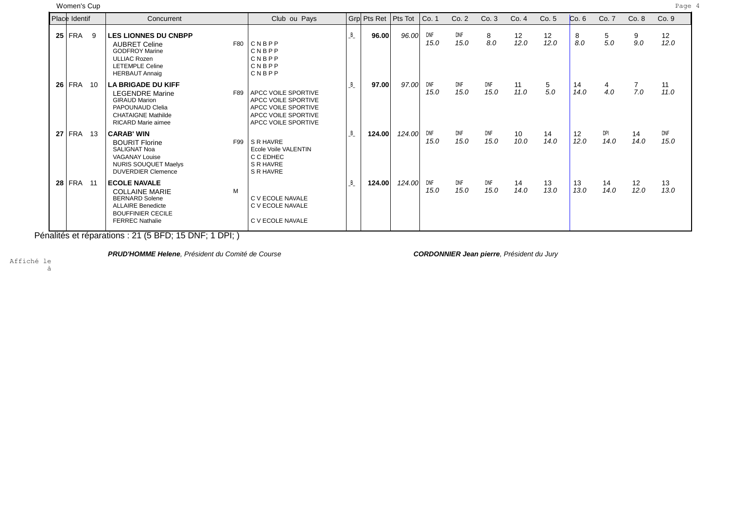Women's Cup

| Place | Identif | Concurrent | | Club ou Pays | Grp | Pts Ret | Pts Tot | Co. 1 | Co. 2 | Co. 3 | Co. 4 | Co. 5 | Co. 6 | Co. 7 | Co. 8 | Co. 9 |
|---|---|---|---|---|---|---|---|---|---|---|---|---|---|---|---|---|
| **25** | FRA 9 | **LES LIONNES DU CNBPP**<br>AUBRET Celine<br>GODFROY Marine<br>ULLIAC Rozen<br>LETEMPLE Celine<br>HERBAUT Annaig | F80 | C N B P P<br>C N B P P<br>C N B P P<br>C N B P P<br>C N B P P | _B_ | **96.00** | *96.00* | DNF *15.0* | DNF *15.0* | 8 *8.0* | 12 *12.0* | 12 *12.0* | 8 *8.0* | 5 *5.0* | 9 *9.0* | 12 *12.0* |
| **26** | FRA 10 | **LA BRIGADE DU KIFF**<br>LEGENDRE Marine<br>GIRAUD Marion<br>PAPOUNAUD Clelia<br>CHATAIGNE Mathilde<br>RICARD Marie aimee | F89 | APCC VOILE SPORTIVE<br>APCC VOILE SPORTIVE<br>APCC VOILE SPORTIVE<br>APCC VOILE SPORTIVE<br>APCC VOILE SPORTIVE | _B_ | **97.00** | *97.00* | DNF *15.0* | DNF *15.0* | DNF *15.0* | 11 *11.0* | 5 *5.0* | 14 *14.0* | 4 *4.0* | 7 *7.0* | 11 *11.0* |
| **27** | FRA 13 | **CARAB' WIN**<br>BOURIT Florine<br>SALIGNAT Noa<br>VAGANAY Louise<br>NURIS SOUQUET Maelys<br>DUVERDIER Clemence | F99 | S R HAVRE<br>Ecole Voile VALENTIN<br>C C EDHEC<br>S R HAVRE<br>S R HAVRE | _B_ | **124.00** | *124.00* | DNF *15.0* | DNF *15.0* | DNF *15.0* | 10 *10.0* | 14 *14.0* | 12 *12.0* | DPI *14.0* | 14 *14.0* | DNF *15.0* |
| **28** | FRA 11 | **ECOLE NAVALE**<br>COLLAINE MARIE<br>BERNARD Solene<br>ALLAIRE Benedicte<br>BOUFFINIER CECILE<br>FERREC Nathalie | M | <br>C V ECOLE NAVALE<br>C V ECOLE NAVALE<br><br>C V ECOLE NAVALE | _B_ | **124.00** | *124.00* | DNF *15.0* | DNF *15.0* | DNF *15.0* | 14 *14.0* | 13 *13.0* | 13 *13.0* | 14 *14.0* | 12 *12.0* | 13 *13.0* |

Pénalités et réparations : 21 (5 BFD; 15 DNF; 1 DPI; )

***PRUD'HOMME Helene**, Président du Comité de Course*

***CORDONNIER Jean pierre**, Président du Jury*

Affiché le
à